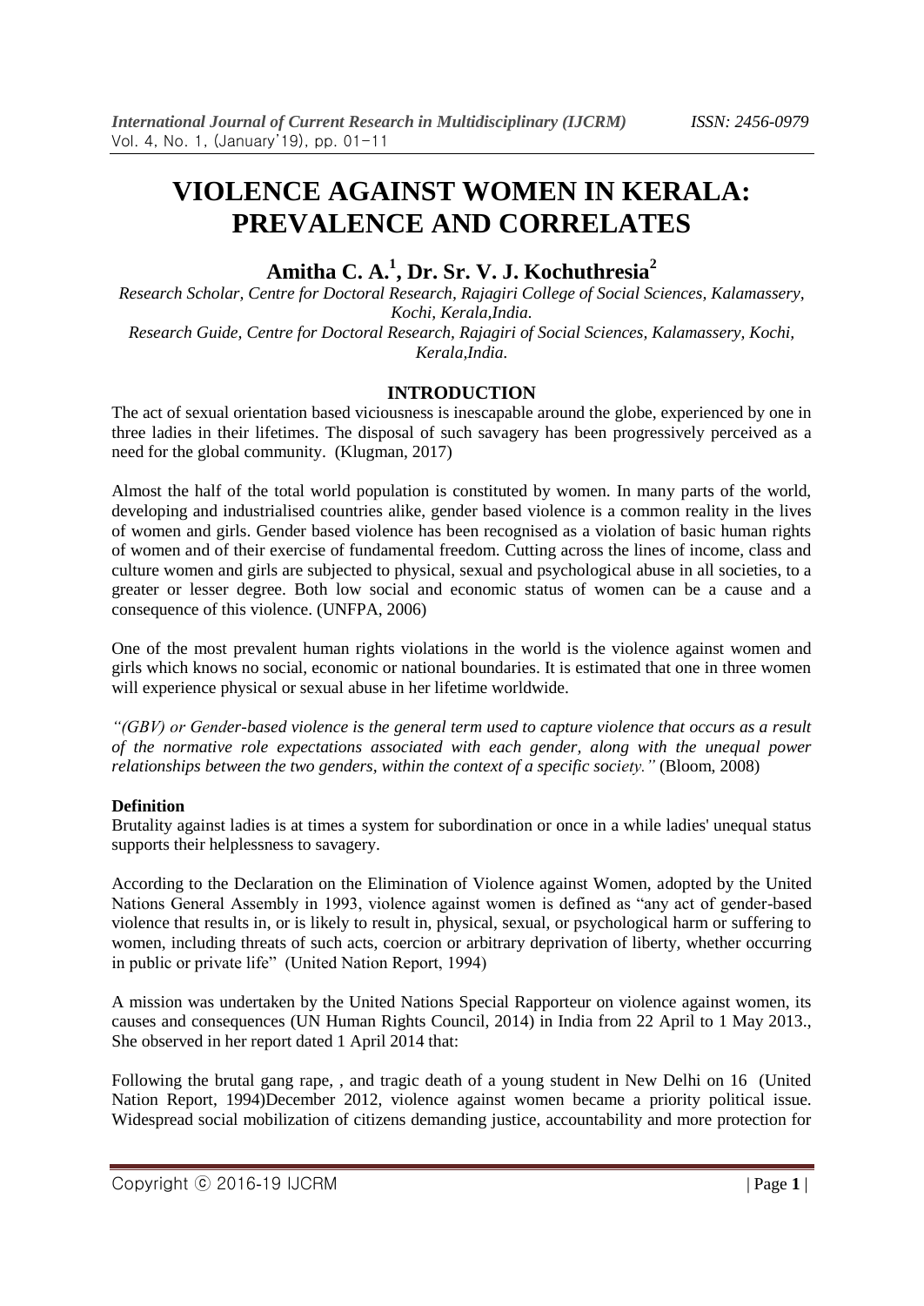# VIOLENCE AGAINST WOMEN IN KERALA: PREVALENCE AND CORRELATES

## Amitha C. A.[1], Dr. Sr. V. J. Kochuthresia[2]

*Research Scholar, Centre for Doctoral Research, Rajagiri College of Social Sciences, Kalamassery, Kochi, Kerala,India.*
*Research Guide, Centre for Doctoral Research, Rajagiri of Social Sciences, Kalamassery, Kochi, Kerala,India.*

### INTRODUCTION

The act of sexual orientation based viciousness is inescapable around the globe, experienced by one in three ladies in their lifetimes. The disposal of such savagery has been progressively perceived as a need for the global community. (Klugman, 2017)

Almost the half of the total world population is constituted by women. In many parts of the world, developing and industrialised countries alike, gender based violence is a common reality in the lives of women and girls. Gender based violence has been recognised as a violation of basic human rights of women and of their exercise of fundamental freedom. Cutting across the lines of income, class and culture women and girls are subjected to physical, sexual and psychological abuse in all societies, to a greater or lesser degree. Both low social and economic status of women can be a cause and a consequence of this violence. (UNFPA, 2006)

One of the most prevalent human rights violations in the world is the violence against women and girls which knows no social, economic or national boundaries. It is estimated that one in three women will experience physical or sexual abuse in her lifetime worldwide.

*"(GBV) or Gender-based violence is the general term used to capture violence that occurs as a result of the normative role expectations associated with each gender, along with the unequal power relationships between the two genders, within the context of a specific society."* (Bloom, 2008)

**Definition**

Brutality against ladies is at times a system for subordination or once in a while ladies' unequal status supports their helplessness to savagery.

According to the Declaration on the Elimination of Violence against Women, adopted by the United Nations General Assembly in 1993, violence against women is defined as "any act of gender-based violence that results in, or is likely to result in, physical, sexual, or psychological harm or suffering to women, including threats of such acts, coercion or arbitrary deprivation of liberty, whether occurring in public or private life" (United Nation Report, 1994)

A mission was undertaken by the United Nations Special Rapporteur on violence against women, its causes and consequences (UN Human Rights Council, 2014) in India from 22 April to 1 May 2013., She observed in her report dated 1 April 2014 that:

Following the brutal gang rape, , and tragic death of a young student in New Delhi on 16 (United Nation Report, 1994)December 2012, violence against women became a priority political issue. Widespread social mobilization of citizens demanding justice, accountability and more protection for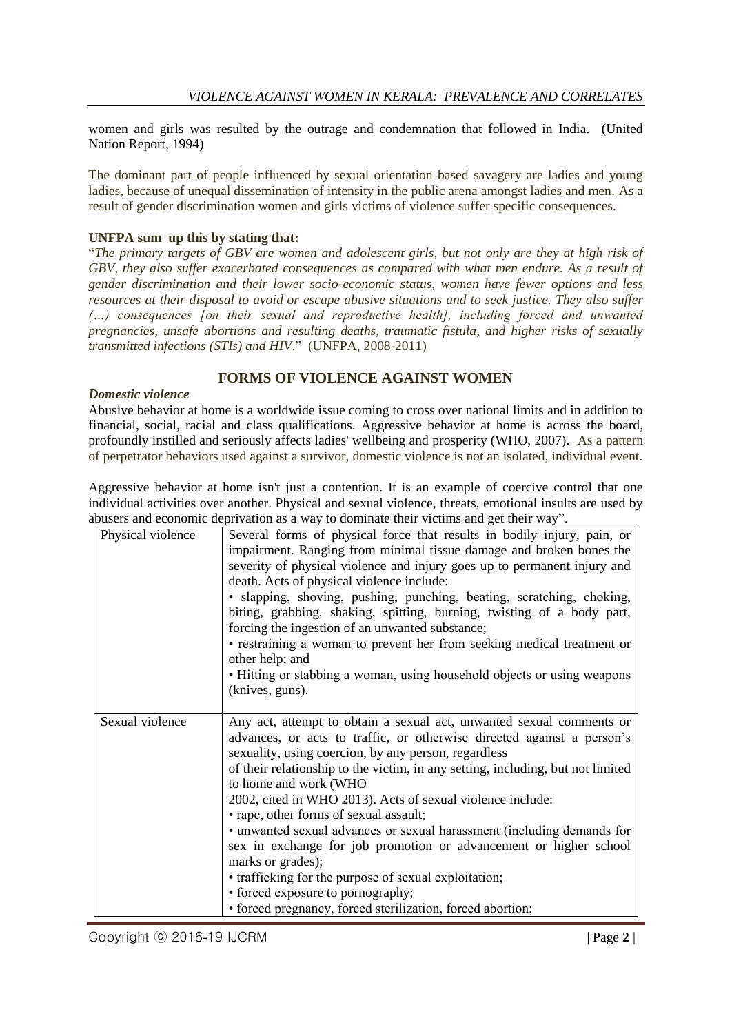women and girls was resulted by the outrage and condemnation that followed in India. (United Nation Report, 1994)

The dominant part of people influenced by sexual orientation based savagery are ladies and young ladies, because of unequal dissemination of intensity in the public arena amongst ladies and men. As a result of gender discrimination women and girls victims of violence suffer specific consequences.

**UNFPA sum up this by stating that:**

"*The primary targets of GBV are women and adolescent girls, but not only are they at high risk of GBV, they also suffer exacerbated consequences as compared with what men endure. As a result of gender discrimination and their lower socio-economic status, women have fewer options and less resources at their disposal to avoid or escape abusive situations and to seek justice. They also suffer (…) consequences [on their sexual and reproductive health], including forced and unwanted pregnancies, unsafe abortions and resulting deaths, traumatic fistula, and higher risks of sexually transmitted infections (STIs) and HIV*." (UNFPA, 2008-2011)

## FORMS OF VIOLENCE AGAINST WOMEN

***Domestic violence***

Abusive behavior at home is a worldwide issue coming to cross over national limits and in addition to financial, social, racial and class qualifications. Aggressive behavior at home is across the board, profoundly instilled and seriously affects ladies' wellbeing and prosperity (WHO, 2007). As a pattern of perpetrator behaviors used against a survivor, domestic violence is not an isolated, individual event.

Aggressive behavior at home isn't just a contention. It is an example of coercive control that one individual activities over another. Physical and sexual violence, threats, emotional insults are used by abusers and economic deprivation as a way to dominate their victims and get their way".

| | |
|---|---|
| Physical violence | Several forms of physical force that results in bodily injury, pain, or impairment. Ranging from minimal tissue damage and broken bones the severity of physical violence and injury goes up to permanent injury and death. Acts of physical violence include:<br>• slapping, shoving, pushing, punching, beating, scratching, choking, biting, grabbing, shaking, spitting, burning, twisting of a body part, forcing the ingestion of an unwanted substance;<br>• restraining a woman to prevent her from seeking medical treatment or other help; and<br>• Hitting or stabbing a woman, using household objects or using weapons (knives, guns). |
| Sexual violence | Any act, attempt to obtain a sexual act, unwanted sexual comments or advances, or acts to traffic, or otherwise directed against a person's sexuality, using coercion, by any person, regardless of their relationship to the victim, in any setting, including, but not limited to home and work (WHO 2002, cited in WHO 2013). Acts of sexual violence include:<br>• rape, other forms of sexual assault;<br>• unwanted sexual advances or sexual harassment (including demands for sex in exchange for job promotion or advancement or higher school marks or grades);<br>• trafficking for the purpose of sexual exploitation;<br>• forced exposure to pornography;<br>• forced pregnancy, forced sterilization, forced abortion; |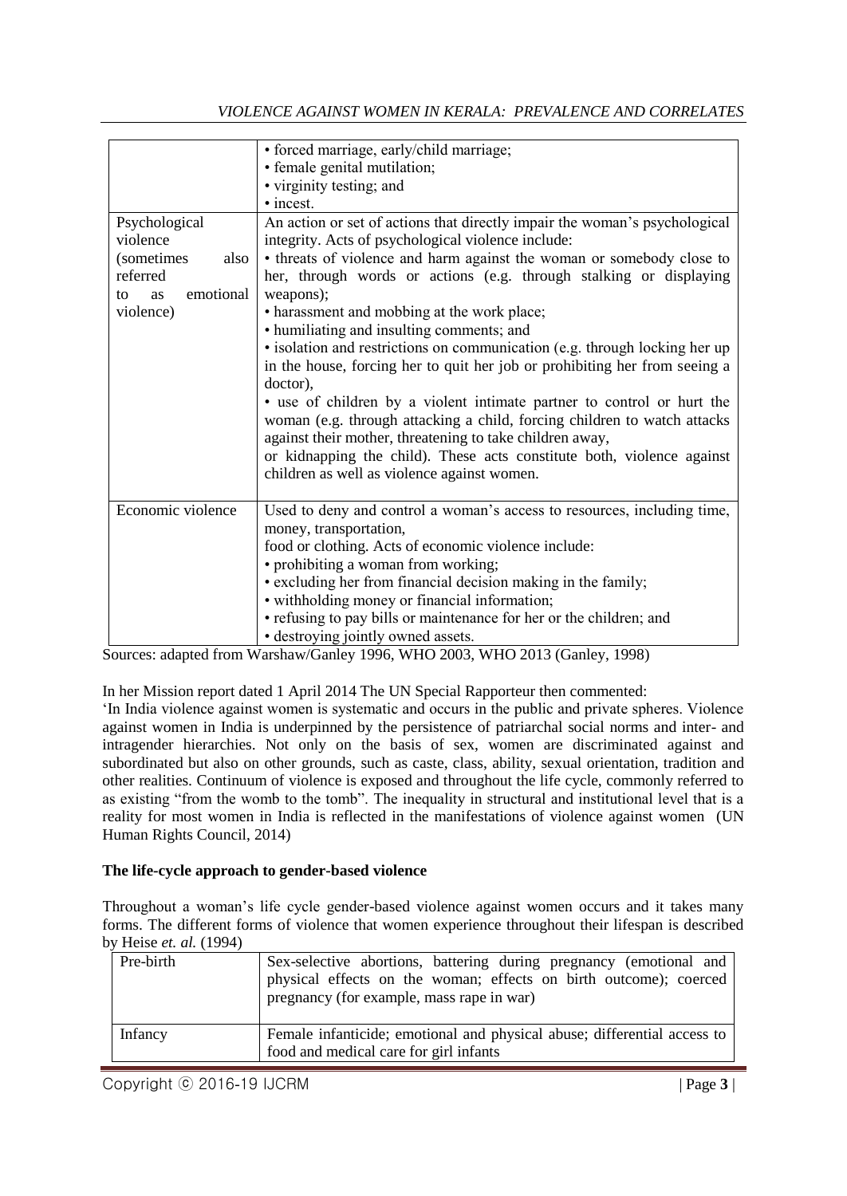| | |
|---|---|
| | • forced marriage, early/child marriage;<br>• female genital mutilation;<br>• virginity testing; and<br>• incest. |
| Psychological violence (sometimes also referred to as emotional violence) | An action or set of actions that directly impair the woman's psychological integrity. Acts of psychological violence include:<br>• threats of violence and harm against the woman or somebody close to her, through words or actions (e.g. through stalking or displaying weapons);<br>• harassment and mobbing at the work place;<br>• humiliating and insulting comments; and<br>• isolation and restrictions on communication (e.g. through locking her up in the house, forcing her to quit her job or prohibiting her from seeing a doctor),<br>• use of children by a violent intimate partner to control or hurt the woman (e.g. through attacking a child, forcing children to watch attacks against their mother, threatening to take children away,<br>or kidnapping the child). These acts constitute both, violence against children as well as violence against women. |
| Economic violence | Used to deny and control a woman's access to resources, including time, money, transportation,<br>food or clothing. Acts of economic violence include:<br>• prohibiting a woman from working;<br>• excluding her from financial decision making in the family;<br>• withholding money or financial information;<br>• refusing to pay bills or maintenance for her or the children; and<br>• destroying jointly owned assets. |

Sources: adapted from Warshaw/Ganley 1996, WHO 2003, WHO 2013 (Ganley, 1998)

In her Mission report dated 1 April 2014 The UN Special Rapporteur then commented:
'In India violence against women is systematic and occurs in the public and private spheres. Violence against women in India is underpinned by the persistence of patriarchal social norms and inter- and intragender hierarchies. Not only on the basis of sex, women are discriminated against and subordinated but also on other grounds, such as caste, class, ability, sexual orientation, tradition and other realities. Continuum of violence is exposed and throughout the life cycle, commonly referred to as existing "from the womb to the tomb". The inequality in structural and institutional level that is a reality for most women in India is reflected in the manifestations of violence against women (UN Human Rights Council, 2014)

**The life-cycle approach to gender-based violence**

Throughout a woman's life cycle gender-based violence against women occurs and it takes many forms. The different forms of violence that women experience throughout their lifespan is described by Heise *et. al.* (1994)

| | |
|---|---|
| Pre-birth | Sex-selective abortions, battering during pregnancy (emotional and physical effects on the woman; effects on birth outcome); coerced pregnancy (for example, mass rape in war) |
| Infancy | Female infanticide; emotional and physical abuse; differential access to food and medical care for girl infants |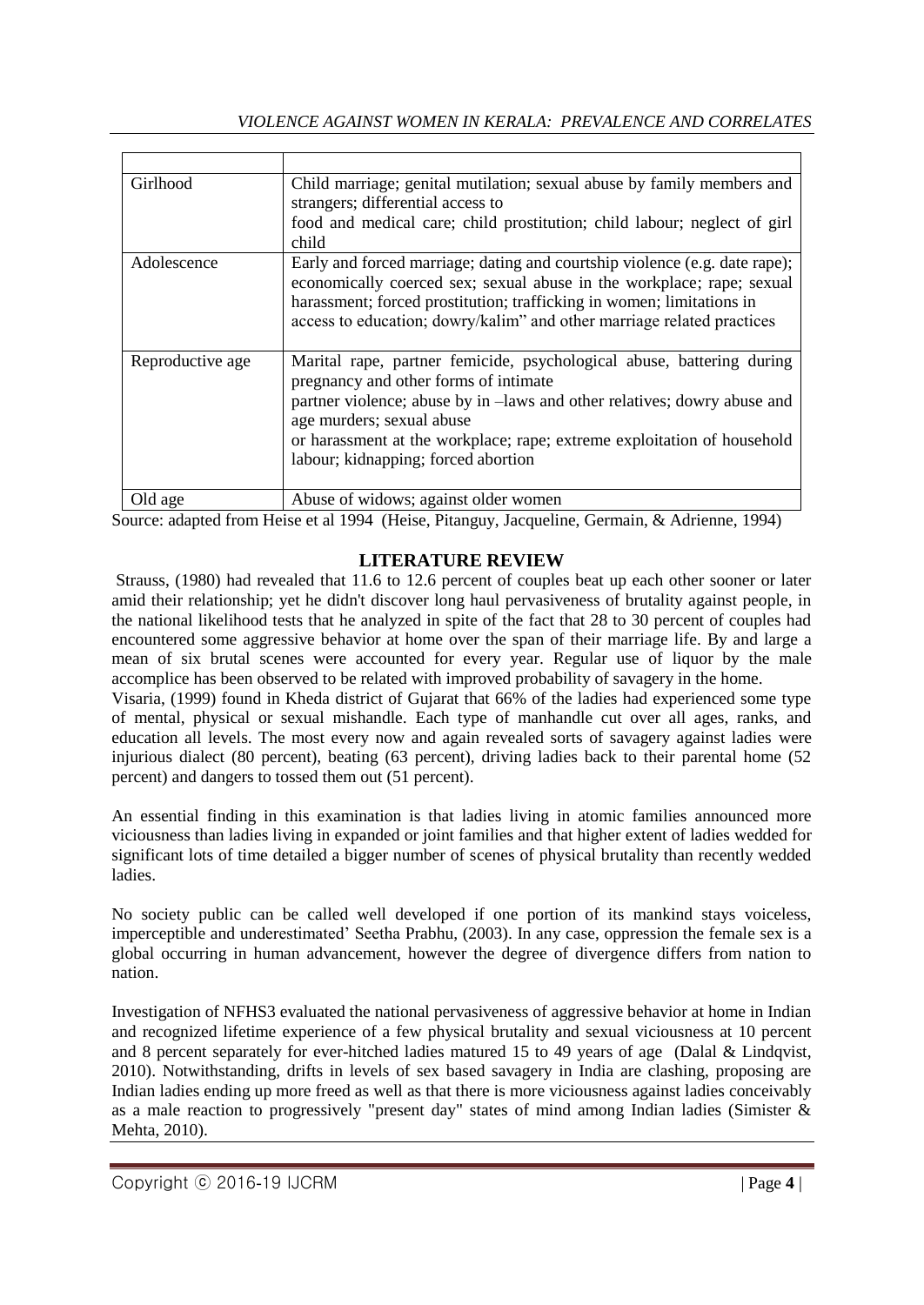| | |
|---|---|
| Girlhood | Child marriage; genital mutilation; sexual abuse by family members and strangers; differential access to food and medical care; child prostitution; child labour; neglect of girl child |
| Adolescence | Early and forced marriage; dating and courtship violence (e.g. date rape); economically coerced sex; sexual abuse in the workplace; rape; sexual harassment; forced prostitution; trafficking in women; limitations in access to education; dowry/kalim" and other marriage related practices |
| Reproductive age | Marital rape, partner femicide, psychological abuse, battering during pregnancy and other forms of intimate partner violence; abuse by in –laws and other relatives; dowry abuse and age murders; sexual abuse or harassment at the workplace; rape; extreme exploitation of household labour; kidnapping; forced abortion |
| Old age | Abuse of widows; against older women |

Source: adapted from Heise et al 1994 (Heise, Pitanguy, Jacqueline, Germain, & Adrienne, 1994)

## LITERATURE REVIEW

Strauss, (1980) had revealed that 11.6 to 12.6 percent of couples beat up each other sooner or later amid their relationship; yet he didn't discover long haul pervasiveness of brutality against people, in the national likelihood tests that he analyzed in spite of the fact that 28 to 30 percent of couples had encountered some aggressive behavior at home over the span of their marriage life. By and large a mean of six brutal scenes were accounted for every year. Regular use of liquor by the male accomplice has been observed to be related with improved probability of savagery in the home.

Visaria, (1999) found in Kheda district of Gujarat that 66% of the ladies had experienced some type of mental, physical or sexual mishandle. Each type of manhandle cut over all ages, ranks, and education all levels. The most every now and again revealed sorts of savagery against ladies were injurious dialect (80 percent), beating (63 percent), driving ladies back to their parental home (52 percent) and dangers to tossed them out (51 percent).

An essential finding in this examination is that ladies living in atomic families announced more viciousness than ladies living in expanded or joint families and that higher extent of ladies wedded for significant lots of time detailed a bigger number of scenes of physical brutality than recently wedded ladies.

No society public can be called well developed if one portion of its mankind stays voiceless, imperceptible and underestimated' Seetha Prabhu, (2003). In any case, oppression the female sex is a global occurring in human advancement, however the degree of divergence differs from nation to nation.

Investigation of NFHS3 evaluated the national pervasiveness of aggressive behavior at home in Indian and recognized lifetime experience of a few physical brutality and sexual viciousness at 10 percent and 8 percent separately for ever-hitched ladies matured 15 to 49 years of age (Dalal & Lindqvist, 2010). Notwithstanding, drifts in levels of sex based savagery in India are clashing, proposing are Indian ladies ending up more freed as well as that there is more viciousness against ladies conceivably as a male reaction to progressively "present day" states of mind among Indian ladies (Simister & Mehta, 2010).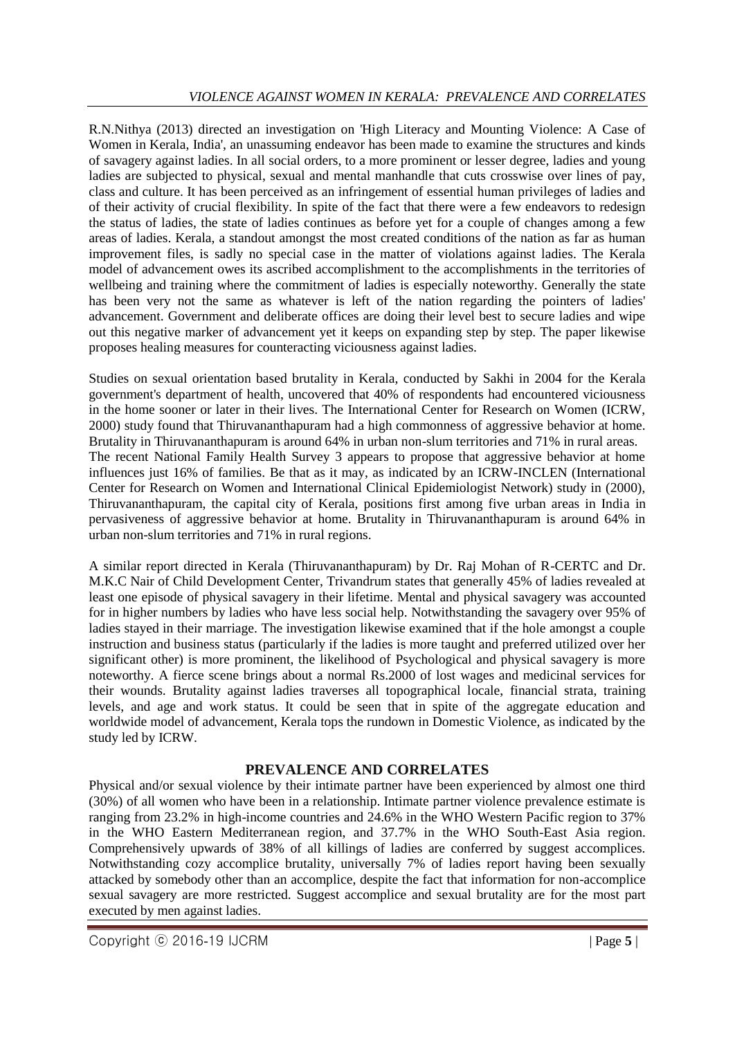R.N.Nithya (2013) directed an investigation on 'High Literacy and Mounting Violence: A Case of Women in Kerala, India', an unassuming endeavor has been made to examine the structures and kinds of savagery against ladies. In all social orders, to a more prominent or lesser degree, ladies and young ladies are subjected to physical, sexual and mental manhandle that cuts crosswise over lines of pay, class and culture. It has been perceived as an infringement of essential human privileges of ladies and of their activity of crucial flexibility. In spite of the fact that there were a few endeavors to redesign the status of ladies, the state of ladies continues as before yet for a couple of changes among a few areas of ladies. Kerala, a standout amongst the most created conditions of the nation as far as human improvement files, is sadly no special case in the matter of violations against ladies. The Kerala model of advancement owes its ascribed accomplishment to the accomplishments in the territories of wellbeing and training where the commitment of ladies is especially noteworthy. Generally the state has been very not the same as whatever is left of the nation regarding the pointers of ladies' advancement. Government and deliberate offices are doing their level best to secure ladies and wipe out this negative marker of advancement yet it keeps on expanding step by step. The paper likewise proposes healing measures for counteracting viciousness against ladies.

Studies on sexual orientation based brutality in Kerala, conducted by Sakhi in 2004 for the Kerala government's department of health, uncovered that 40% of respondents had encountered viciousness in the home sooner or later in their lives. The International Center for Research on Women (ICRW, 2000) study found that Thiruvananthapuram had a high commonness of aggressive behavior at home. Brutality in Thiruvananthapuram is around 64% in urban non-slum territories and 71% in rural areas. The recent National Family Health Survey 3 appears to propose that aggressive behavior at home influences just 16% of families. Be that as it may, as indicated by an ICRW-INCLEN (International Center for Research on Women and International Clinical Epidemiologist Network) study in (2000), Thiruvananthapuram, the capital city of Kerala, positions first among five urban areas in India in pervasiveness of aggressive behavior at home. Brutality in Thiruvananthapuram is around 64% in urban non-slum territories and 71% in rural regions.

A similar report directed in Kerala (Thiruvananthapuram) by Dr. Raj Mohan of R-CERTC and Dr. M.K.C Nair of Child Development Center, Trivandrum states that generally 45% of ladies revealed at least one episode of physical savagery in their lifetime. Mental and physical savagery was accounted for in higher numbers by ladies who have less social help. Notwithstanding the savagery over 95% of ladies stayed in their marriage. The investigation likewise examined that if the hole amongst a couple instruction and business status (particularly if the ladies is more taught and preferred utilized over her significant other) is more prominent, the likelihood of Psychological and physical savagery is more noteworthy. A fierce scene brings about a normal Rs.2000 of lost wages and medicinal services for their wounds. Brutality against ladies traverses all topographical locale, financial strata, training levels, and age and work status. It could be seen that in spite of the aggregate education and worldwide model of advancement, Kerala tops the rundown in Domestic Violence, as indicated by the study led by ICRW.

## PREVALENCE AND CORRELATES

Physical and/or sexual violence by their intimate partner have been experienced by almost one third (30%) of all women who have been in a relationship. Intimate partner violence prevalence estimate is ranging from 23.2% in high-income countries and 24.6% in the WHO Western Pacific region to 37% in the WHO Eastern Mediterranean region, and 37.7% in the WHO South-East Asia region. Comprehensively upwards of 38% of all killings of ladies are conferred by suggest accomplices. Notwithstanding cozy accomplice brutality, universally 7% of ladies report having been sexually attacked by somebody other than an accomplice, despite the fact that information for non-accomplice sexual savagery are more restricted. Suggest accomplice and sexual brutality are for the most part executed by men against ladies.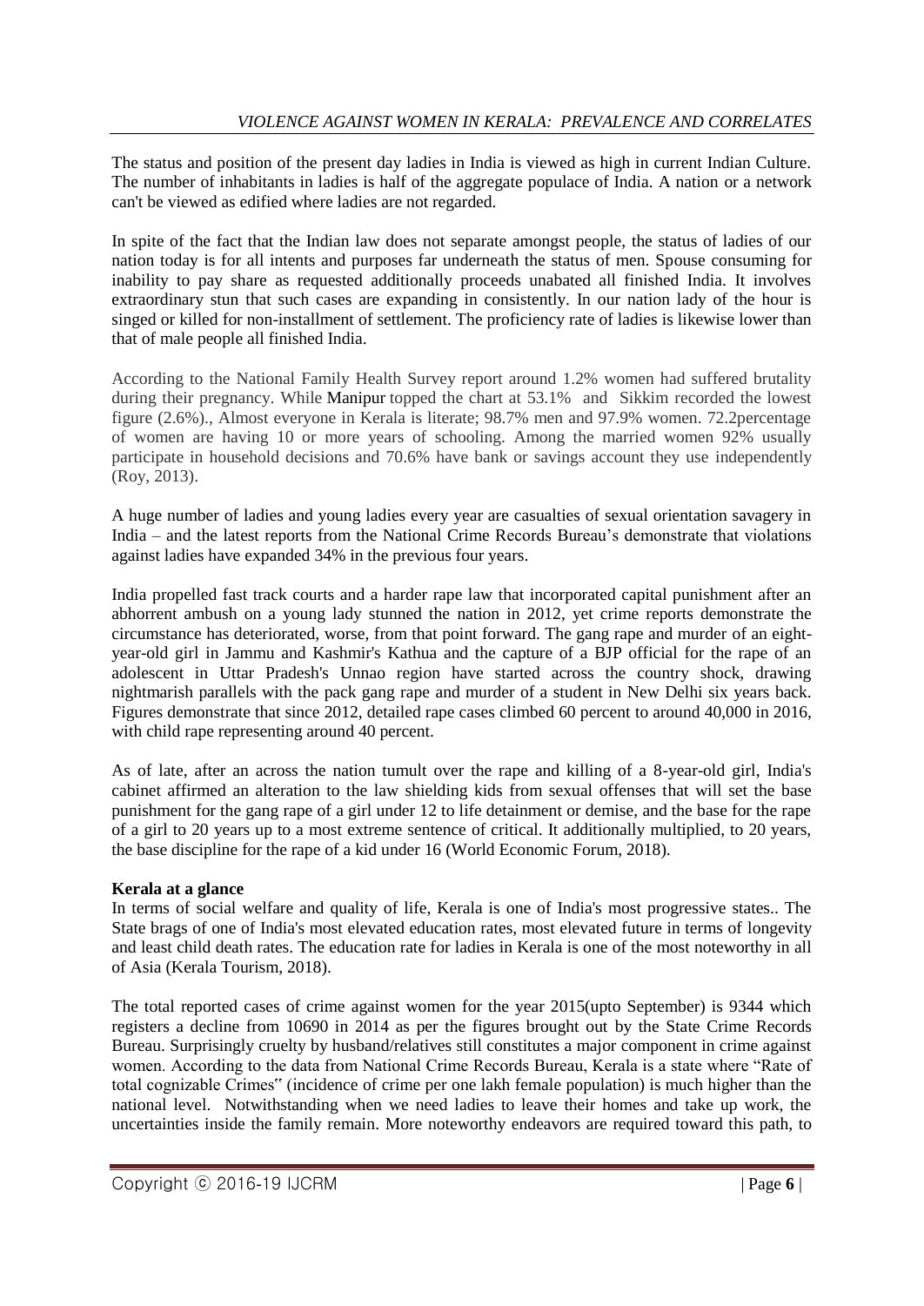The status and position of the present day ladies in India is viewed as high in current Indian Culture. The number of inhabitants in ladies is half of the aggregate populace of India. A nation or a network can't be viewed as edified where ladies are not regarded.

In spite of the fact that the Indian law does not separate amongst people, the status of ladies of our nation today is for all intents and purposes far underneath the status of men. Spouse consuming for inability to pay share as requested additionally proceeds unabated all finished India. It involves extraordinary stun that such cases are expanding in consistently. In our nation lady of the hour is singed or killed for non-installment of settlement. The proficiency rate of ladies is likewise lower than that of male people all finished India.

According to the National Family Health Survey report around 1.2% women had suffered brutality during their pregnancy. While Manipur topped the chart at 53.1% and Sikkim recorded the lowest figure (2.6%)., Almost everyone in Kerala is literate; 98.7% men and 97.9% women. 72.2percentage of women are having 10 or more years of schooling. Among the married women 92% usually participate in household decisions and 70.6% have bank or savings account they use independently (Roy, 2013).

A huge number of ladies and young ladies every year are casualties of sexual orientation savagery in India – and the latest reports from the National Crime Records Bureau's demonstrate that violations against ladies have expanded 34% in the previous four years.

India propelled fast track courts and a harder rape law that incorporated capital punishment after an abhorrent ambush on a young lady stunned the nation in 2012, yet crime reports demonstrate the circumstance has deteriorated, worse, from that point forward. The gang rape and murder of an eight-year-old girl in Jammu and Kashmir's Kathua and the capture of a BJP official for the rape of an adolescent in Uttar Pradesh's Unnao region have started across the country shock, drawing nightmarish parallels with the pack gang rape and murder of a student in New Delhi six years back. Figures demonstrate that since 2012, detailed rape cases climbed 60 percent to around 40,000 in 2016, with child rape representing around 40 percent.

As of late, after an across the nation tumult over the rape and killing of a 8-year-old girl, India's cabinet affirmed an alteration to the law shielding kids from sexual offenses that will set the base punishment for the gang rape of a girl under 12 to life detainment or demise, and the base for the rape of a girl to 20 years up to a most extreme sentence of critical. It additionally multiplied, to 20 years, the base discipline for the rape of a kid under 16 (World Economic Forum, 2018).

**Kerala at a glance**

In terms of social welfare and quality of life, Kerala is one of India's most progressive states.. The State brags of one of India's most elevated education rates, most elevated future in terms of longevity and least child death rates. The education rate for ladies in Kerala is one of the most noteworthy in all of Asia (Kerala Tourism, 2018).

The total reported cases of crime against women for the year 2015(upto September) is 9344 which registers a decline from 10690 in 2014 as per the figures brought out by the State Crime Records Bureau. Surprisingly cruelty by husband/relatives still constitutes a major component in crime against women. According to the data from National Crime Records Bureau, Kerala is a state where "Rate of total cognizable Crimes" (incidence of crime per one lakh female population) is much higher than the national level. Notwithstanding when we need ladies to leave their homes and take up work, the uncertainties inside the family remain. More noteworthy endeavors are required toward this path, to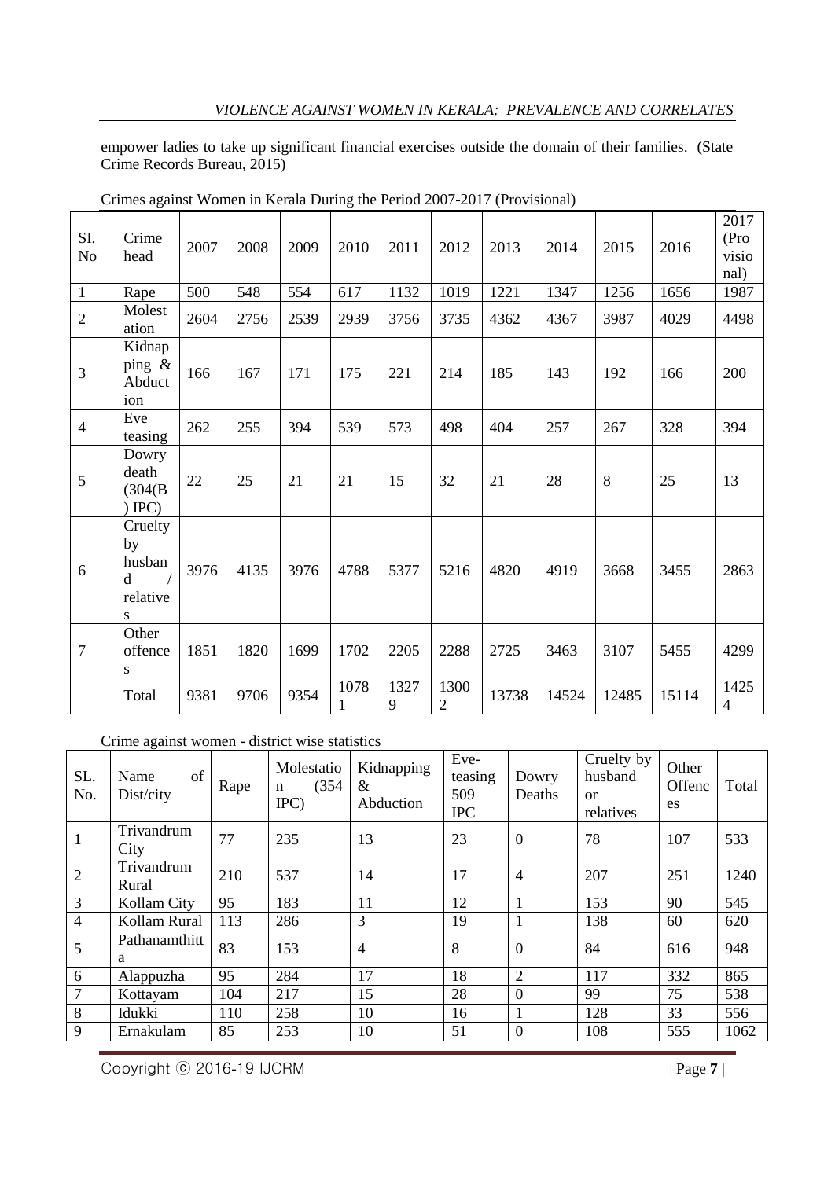empower ladies to take up significant financial exercises outside the domain of their families. (State Crime Records Bureau, 2015)

Crimes against Women in Kerala During the Period 2007-2017 (Provisional)

| SI. No | Crime head | 2007 | 2008 | 2009 | 2010 | 2011 | 2012 | 2013 | 2014 | 2015 | 2016 | 2017 (Provisional) |
|---|---|---|---|---|---|---|---|---|---|---|---|---|
| 1 | Rape | 500 | 548 | 554 | 617 | 1132 | 1019 | 1221 | 1347 | 1256 | 1656 | 1987 |
| 2 | Molestation | 2604 | 2756 | 2539 | 2939 | 3756 | 3735 | 4362 | 4367 | 3987 | 4029 | 4498 |
| 3 | Kidnapping & Abduction | 166 | 167 | 171 | 175 | 221 | 214 | 185 | 143 | 192 | 166 | 200 |
| 4 | Eve teasing | 262 | 255 | 394 | 539 | 573 | 498 | 404 | 257 | 267 | 328 | 394 |
| 5 | Dowry death (304(B) IPC) | 22 | 25 | 21 | 21 | 15 | 32 | 21 | 28 | 8 | 25 | 13 |
| 6 | Cruelty by husband / relatives | 3976 | 4135 | 3976 | 4788 | 5377 | 5216 | 4820 | 4919 | 3668 | 3455 | 2863 |
| 7 | Other offences | 1851 | 1820 | 1699 | 1702 | 2205 | 2288 | 2725 | 3463 | 3107 | 5455 | 4299 |
| | Total | 9381 | 9706 | 9354 | 10781 | 13279 | 13002 | 13738 | 14524 | 12485 | 15114 | 14254 |

Crime against women - district wise statistics

| SL. No. | Name of Dist/city | Rape | Molestation (354 IPC) | Kidnapping & Abduction | Eve-teasing 509 IPC | Dowry Deaths | Cruelty by husband or relatives | Other Offences | Total |
|---|---|---|---|---|---|---|---|---|---|
| 1 | Trivandrum City | 77 | 235 | 13 | 23 | 0 | 78 | 107 | 533 |
| 2 | Trivandrum Rural | 210 | 537 | 14 | 17 | 4 | 207 | 251 | 1240 |
| 3 | Kollam City | 95 | 183 | 11 | 12 | 1 | 153 | 90 | 545 |
| 4 | Kollam Rural | 113 | 286 | 3 | 19 | 1 | 138 | 60 | 620 |
| 5 | Pathanamthitta | 83 | 153 | 4 | 8 | 0 | 84 | 616 | 948 |
| 6 | Alappuzha | 95 | 284 | 17 | 18 | 2 | 117 | 332 | 865 |
| 7 | Kottayam | 104 | 217 | 15 | 28 | 0 | 99 | 75 | 538 |
| 8 | Idukki | 110 | 258 | 10 | 16 | 1 | 128 | 33 | 556 |
| 9 | Ernakulam | 85 | 253 | 10 | 51 | 0 | 108 | 555 | 1062 |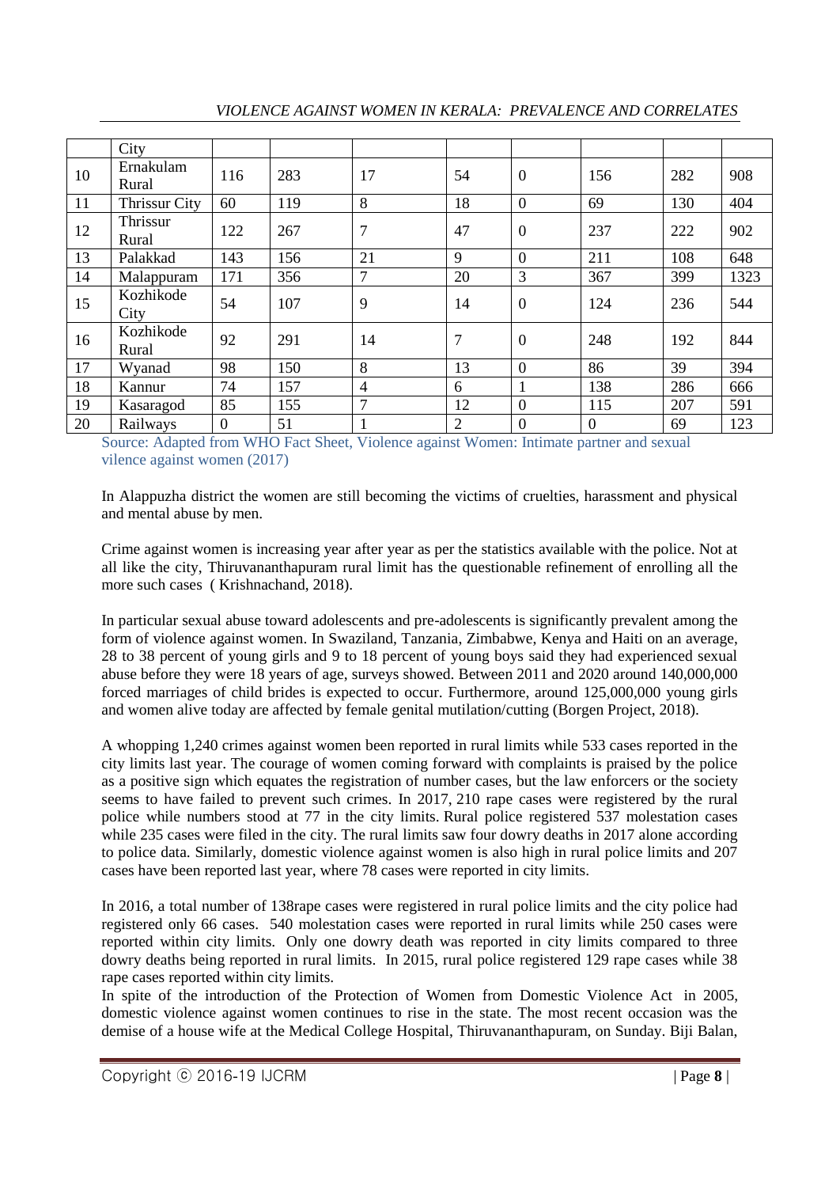| | | | | | | | | | |
|---|---|---|---|---|---|---|---|---|---|
| | City | | | | | | | | |
| 10 | Ernakulam Rural | 116 | 283 | 17 | 54 | 0 | 156 | 282 | 908 |
| 11 | Thrissur City | 60 | 119 | 8 | 18 | 0 | 69 | 130 | 404 |
| 12 | Thrissur Rural | 122 | 267 | 7 | 47 | 0 | 237 | 222 | 902 |
| 13 | Palakkad | 143 | 156 | 21 | 9 | 0 | 211 | 108 | 648 |
| 14 | Malappuram | 171 | 356 | 7 | 20 | 3 | 367 | 399 | 1323 |
| 15 | Kozhikode City | 54 | 107 | 9 | 14 | 0 | 124 | 236 | 544 |
| 16 | Kozhikode Rural | 92 | 291 | 14 | 7 | 0 | 248 | 192 | 844 |
| 17 | Wyanad | 98 | 150 | 8 | 13 | 0 | 86 | 39 | 394 |
| 18 | Kannur | 74 | 157 | 4 | 6 | 1 | 138 | 286 | 666 |
| 19 | Kasaragod | 85 | 155 | 7 | 12 | 0 | 115 | 207 | 591 |
| 20 | Railways | 0 | 51 | 1 | 2 | 0 | 0 | 69 | 123 |

Source: Adapted from WHO Fact Sheet, Violence against Women: Intimate partner and sexual vilence against women (2017)

In Alappuzha district the women are still becoming the victims of cruelties, harassment and physical and mental abuse by men.

Crime against women is increasing year after year as per the statistics available with the police. Not at all like the city, Thiruvananthapuram rural limit has the questionable refinement of enrolling all the more such cases ( Krishnachand, 2018).

In particular sexual abuse toward adolescents and pre-adolescents is significantly prevalent among the form of violence against women. In Swaziland, Tanzania, Zimbabwe, Kenya and Haiti on an average, 28 to 38 percent of young girls and 9 to 18 percent of young boys said they had experienced sexual abuse before they were 18 years of age, surveys showed. Between 2011 and 2020 around 140,000,000 forced marriages of child brides is expected to occur. Furthermore, around 125,000,000 young girls and women alive today are affected by female genital mutilation/cutting (Borgen Project, 2018).

A whopping 1,240 crimes against women been reported in rural limits while 533 cases reported in the city limits last year. The courage of women coming forward with complaints is praised by the police as a positive sign which equates the registration of number cases, but the law enforcers or the society seems to have failed to prevent such crimes. In 2017, 210 rape cases were registered by the rural police while numbers stood at 77 in the city limits. Rural police registered 537 molestation cases while 235 cases were filed in the city. The rural limits saw four dowry deaths in 2017 alone according to police data. Similarly, domestic violence against women is also high in rural police limits and 207 cases have been reported last year, where 78 cases were reported in city limits.

In 2016, a total number of 138rape cases were registered in rural police limits and the city police had registered only 66 cases. 540 molestation cases were reported in rural limits while 250 cases were reported within city limits. Only one dowry death was reported in city limits compared to three dowry deaths being reported in rural limits. In 2015, rural police registered 129 rape cases while 38 rape cases reported within city limits.

In spite of the introduction of the Protection of Women from Domestic Violence Act in 2005, domestic violence against women continues to rise in the state. The most recent occasion was the demise of a house wife at the Medical College Hospital, Thiruvananthapuram, on Sunday. Biji Balan,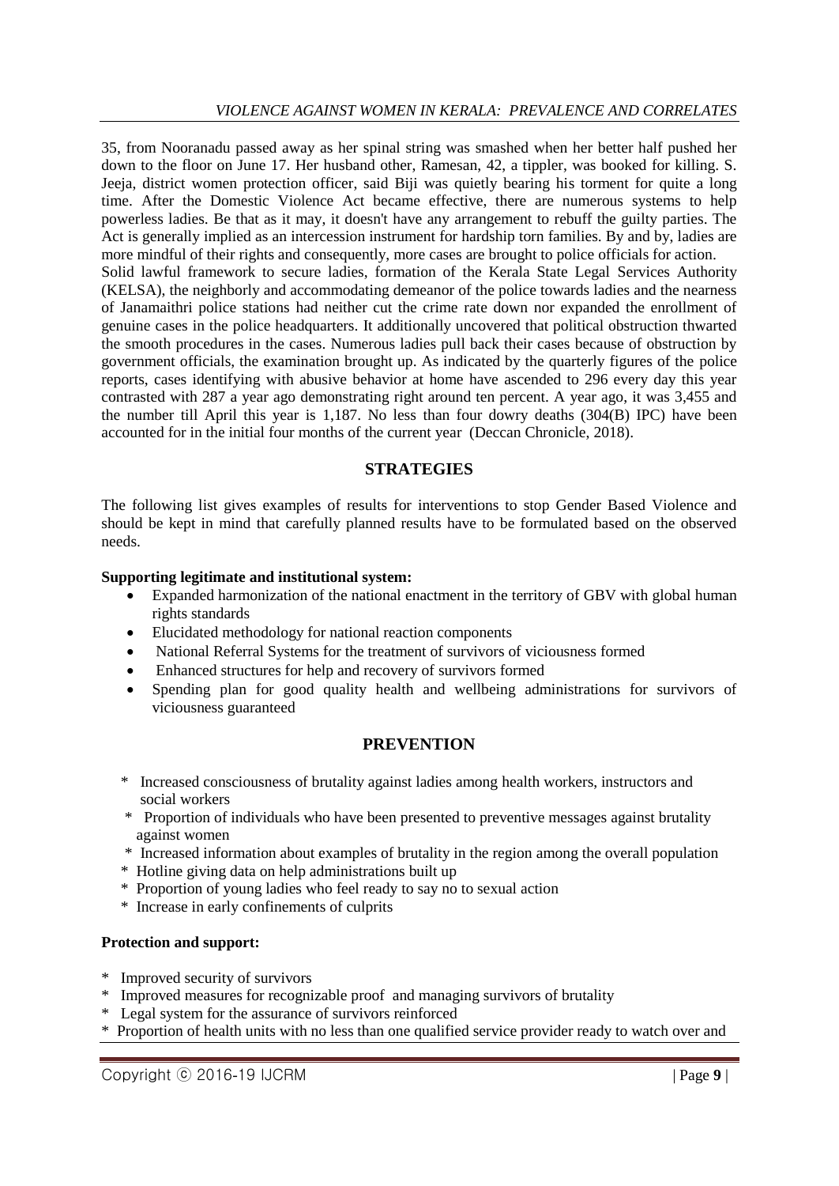35, from Nooranadu passed away as her spinal string was smashed when her better half pushed her down to the floor on June 17. Her husband other, Ramesan, 42, a tippler, was booked for killing. S. Jeeja, district women protection officer, said Biji was quietly bearing his torment for quite a long time. After the Domestic Violence Act became effective, there are numerous systems to help powerless ladies. Be that as it may, it doesn't have any arrangement to rebuff the guilty parties. The Act is generally implied as an intercession instrument for hardship torn families. By and by, ladies are more mindful of their rights and consequently, more cases are brought to police officials for action.

Solid lawful framework to secure ladies, formation of the Kerala State Legal Services Authority (KELSA), the neighborly and accommodating demeanor of the police towards ladies and the nearness of Janamaithri police stations had neither cut the crime rate down nor expanded the enrollment of genuine cases in the police headquarters. It additionally uncovered that political obstruction thwarted the smooth procedures in the cases. Numerous ladies pull back their cases because of obstruction by government officials, the examination brought up. As indicated by the quarterly figures of the police reports, cases identifying with abusive behavior at home have ascended to 296 every day this year contrasted with 287 a year ago demonstrating right around ten percent. A year ago, it was 3,455 and the number till April this year is 1,187. No less than four dowry deaths (304(B) IPC) have been accounted for in the initial four months of the current year (Deccan Chronicle, 2018).

## STRATEGIES

The following list gives examples of results for interventions to stop Gender Based Violence and should be kept in mind that carefully planned results have to be formulated based on the observed needs.

**Supporting legitimate and institutional system:**

- Expanded harmonization of the national enactment in the territory of GBV with global human rights standards
- Elucidated methodology for national reaction components
- National Referral Systems for the treatment of survivors of viciousness formed
- Enhanced structures for help and recovery of survivors formed
- Spending plan for good quality health and wellbeing administrations for survivors of viciousness guaranteed

## PREVENTION

- Increased consciousness of brutality against ladies among health workers, instructors and social workers
- Proportion of individuals who have been presented to preventive messages against brutality against women
- Increased information about examples of brutality in the region among the overall population
- Hotline giving data on help administrations built up
- Proportion of young ladies who feel ready to say no to sexual action
- Increase in early confinements of culprits

**Protection and support:**

- Improved security of survivors
- Improved measures for recognizable proof and managing survivors of brutality
- Legal system for the assurance of survivors reinforced
- Proportion of health units with no less than one qualified service provider ready to watch over and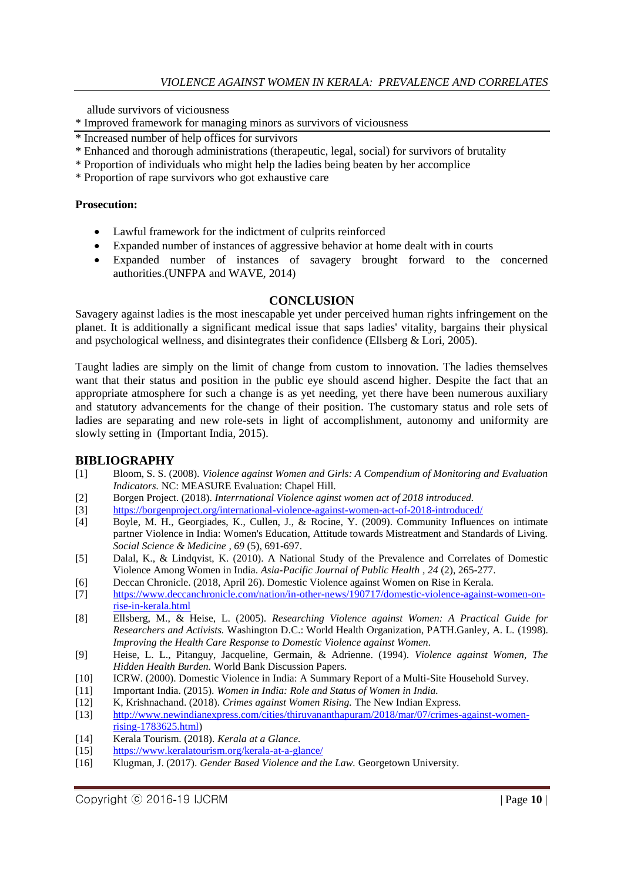allude survivors of viciousness
* Improved framework for managing minors as survivors of viciousness
* Increased number of help offices for survivors
* Enhanced and thorough administrations (therapeutic, legal, social) for survivors of brutality
* Proportion of individuals who might help the ladies being beaten by her accomplice
* Proportion of rape survivors who got exhaustive care

**Prosecution:**

- Lawful framework for the indictment of culprits reinforced
- Expanded number of instances of aggressive behavior at home dealt with in courts
- Expanded number of instances of savagery brought forward to the concerned authorities.(UNFPA and WAVE, 2014)

## CONCLUSION

Savagery against ladies is the most inescapable yet under perceived human rights infringement on the planet. It is additionally a significant medical issue that saps ladies' vitality, bargains their physical and psychological wellness, and disintegrates their confidence (Ellsberg & Lori, 2005).

Taught ladies are simply on the limit of change from custom to innovation. The ladies themselves want that their status and position in the public eye should ascend higher. Despite the fact that an appropriate atmosphere for such a change is as yet needing, yet there have been numerous auxiliary and statutory advancements for the change of their position. The customary status and role sets of ladies are separating and new role-sets in light of accomplishment, autonomy and uniformity are slowly setting in (Important India, 2015).

## BIBLIOGRAPHY

[1] Bloom, S. S. (2008). *Violence against Women and Girls: A Compendium of Monitoring and Evaluation Indicators.* NC: MEASURE Evaluation: Chapel Hill.

[2] Borgen Project. (2018). *Internnational Violence aginst women act of 2018 introduced.*

[3] https://borgenproject.org/international-violence-against-women-act-of-2018-introduced/

[4] Boyle, M. H., Georgiades, K., Cullen, J., & Rocine, Y. (2009). Community Influences on intimate partner Violence in India: Women's Education, Attitude towards Mistreatment and Standards of Living. *Social Science & Medicine , 69* (5), 691-697.

[5] Dalal, K., & Lindqvist, K. (2010). A National Study of the Prevalence and Correlates of Domestic Violence Among Women in India. *Asia-Pacific Journal of Public Health , 24* (2), 265-277.

[6] Deccan Chronicle. (2018, April 26). Domestic Violence against Women on Rise in Kerala.

[7] https://www.deccanchronicle.com/nation/in-other-news/190717/domestic-violence-against-women-on-rise-in-kerala.html

[8] Ellsberg, M., & Heise, L. (2005). *Researching Violence against Women: A Practical Guide for Researchers and Activists.* Washington D.C.: World Health Organization, PATH.Ganley, A. L. (1998). *Improving the Health Care Response to Domestic Violence against Women.*

[9] Heise, L. L., Pitanguy, Jacqueline, Germain, & Adrienne. (1994). *Violence against Women, The Hidden Health Burden.* World Bank Discussion Papers.

[10] ICRW. (2000). Domestic Violence in India: A Summary Report of a Multi-Site Household Survey.

[11] Important India. (2015). *Women in India: Role and Status of Women in India.*

[12] K, Krishnachand. (2018). *Crimes against Women Rising.* The New Indian Express.

[13] http://www.newindianexpress.com/cities/thiruvananthapuram/2018/mar/07/crimes-against-women-rising-1783625.html)

[14] Kerala Tourism. (2018). *Kerala at a Glance.*

[15] https://www.keralatourism.org/kerala-at-a-glance/

[16] Klugman, J. (2017). *Gender Based Violence and the Law.* Georgetown University.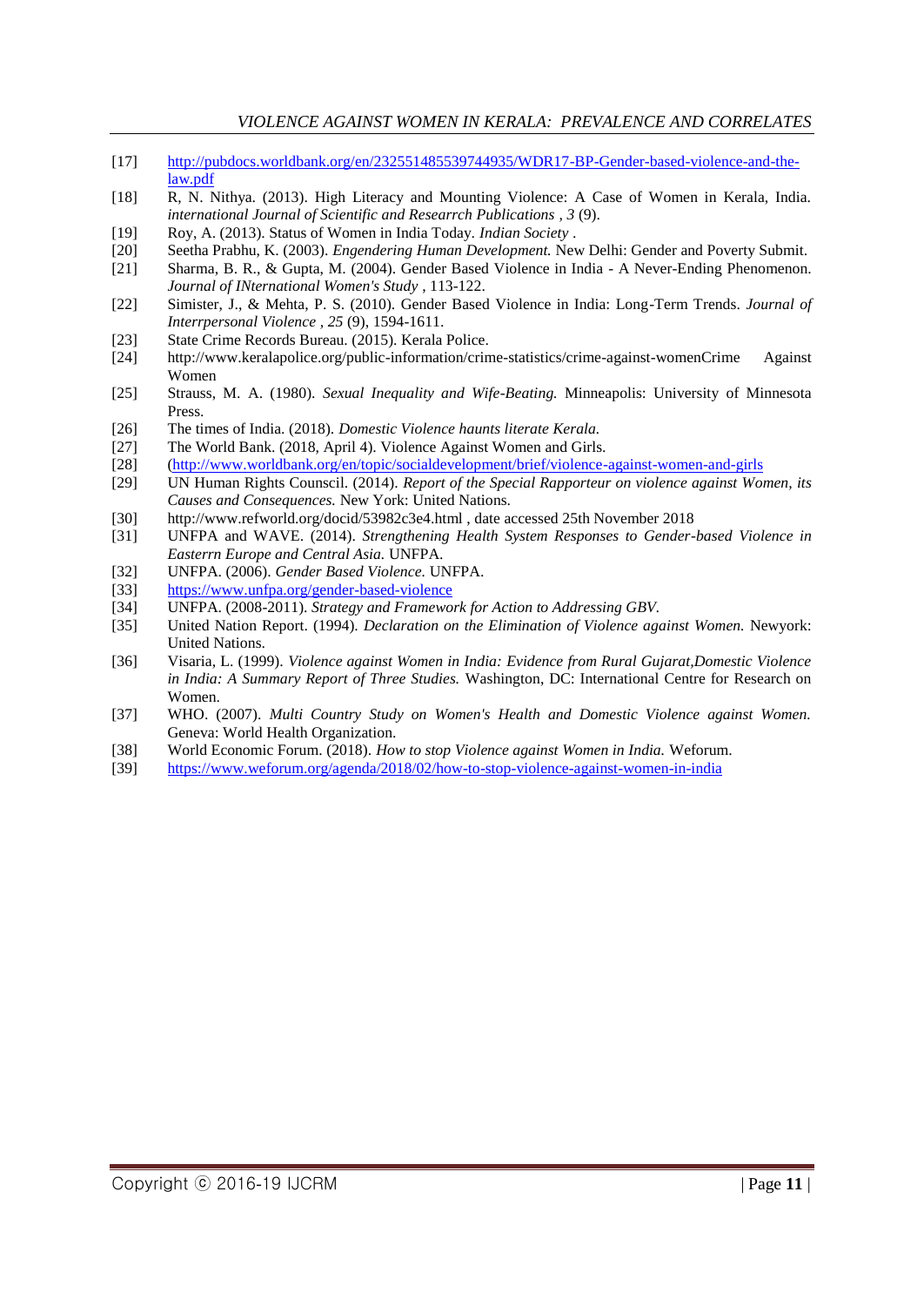[17] http://pubdocs.worldbank.org/en/232551485539744935/WDR17-BP-Gender-based-violence-and-the-law.pdf

[18] R, N. Nithya. (2013). High Literacy and Mounting Violence: A Case of Women in Kerala, India. *international Journal of Scientific and Researrch Publications , 3* (9).

[19] Roy, A. (2013). Status of Women in India Today. *Indian Society* .

[20] Seetha Prabhu, K. (2003). *Engendering Human Development.* New Delhi: Gender and Poverty Submit.

[21] Sharma, B. R., & Gupta, M. (2004). Gender Based Violence in India - A Never-Ending Phenomenon. *Journal of INternational Women's Study* , 113-122.

[22] Simister, J., & Mehta, P. S. (2010). Gender Based Violence in India: Long-Term Trends. *Journal of Interrpersonal Violence , 25* (9), 1594-1611.

[23] State Crime Records Bureau. (2015). Kerala Police.

[24] http://www.keralapolice.org/public-information/crime-statistics/crime-against-womenCrime Against Women

[25] Strauss, M. A. (1980). *Sexual Inequality and Wife-Beating.* Minneapolis: University of Minnesota Press.

[26] The times of India. (2018). *Domestic Violence haunts literate Kerala.*

[27] The World Bank. (2018, April 4). Violence Against Women and Girls.

[28] (http://www.worldbank.org/en/topic/socialdevelopment/brief/violence-against-women-and-girls

[29] UN Human Rights Counscil. (2014). *Report of the Special Rapporteur on violence against Women, its Causes and Consequences.* New York: United Nations.

[30] http://www.refworld.org/docid/53982c3e4.html , date accessed 25th November 2018

[31] UNFPA and WAVE. (2014). *Strengthening Health System Responses to Gender-based Violence in Easterrn Europe and Central Asia.* UNFPA.

[32] UNFPA. (2006). *Gender Based Violence.* UNFPA.

[33] https://www.unfpa.org/gender-based-violence

[34] UNFPA. (2008-2011). *Strategy and Framework for Action to Addressing GBV.*

[35] United Nation Report. (1994). *Declaration on the Elimination of Violence against Women.* Newyork: United Nations.

[36] Visaria, L. (1999). *Violence against Women in India: Evidence from Rural Gujarat,Domestic Violence in India: A Summary Report of Three Studies.* Washington, DC: International Centre for Research on Women.

[37] WHO. (2007). *Multi Country Study on Women's Health and Domestic Violence against Women.* Geneva: World Health Organization.

[38] World Economic Forum. (2018). *How to stop Violence against Women in India.* Weforum.

[39] https://www.weforum.org/agenda/2018/02/how-to-stop-violence-against-women-in-india